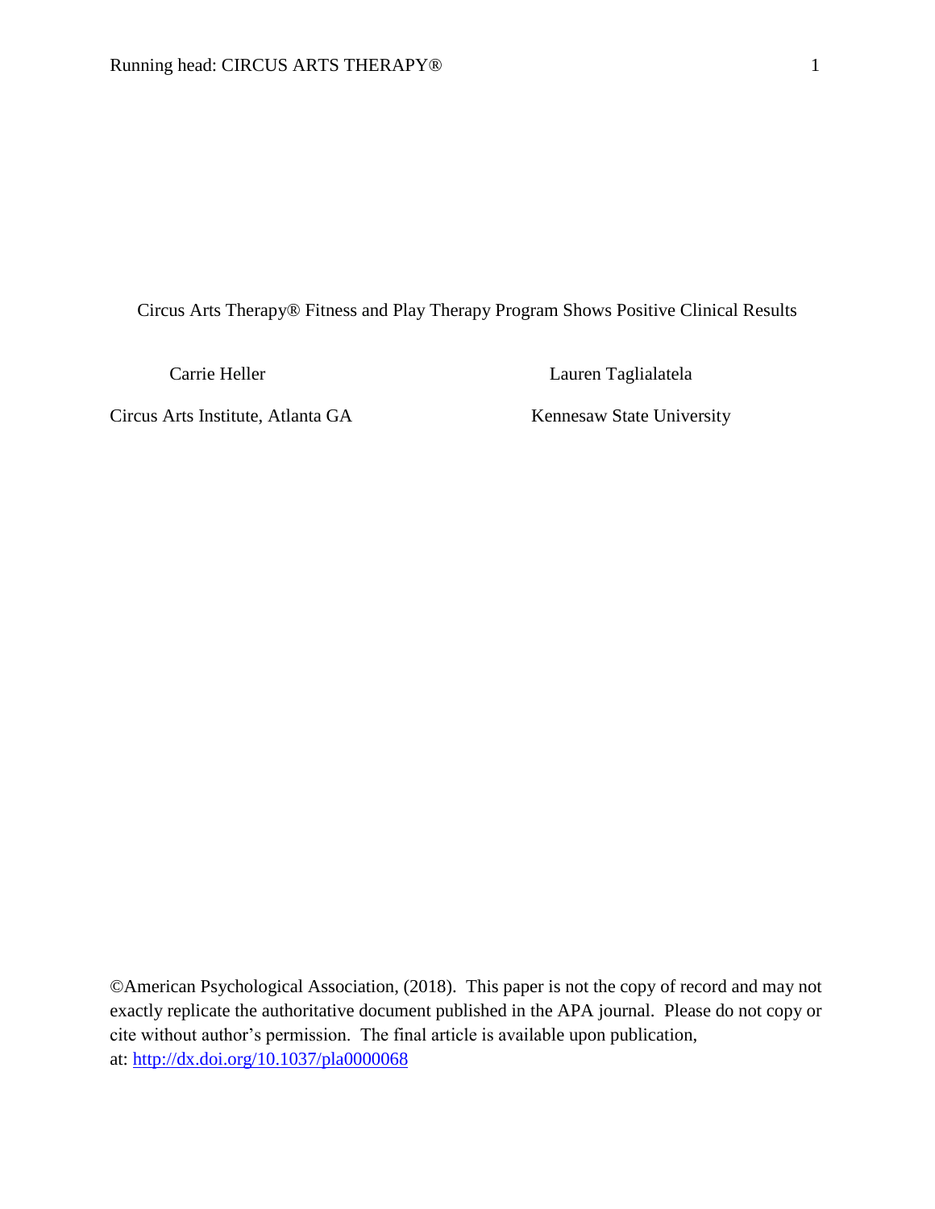# Circus Arts Therapy® Fitness and Play Therapy Program Shows Positive Clinical Results

Carrie Heller

Circus Arts Institute, Atlanta GA

Lauren Taglialatela

Kennesaw State University

©American Psychological Association, (2018). This paper is not the copy of record and may not exactly replicate the authoritative document published in the APA journal. Please do not copy or cite without author's permission. The final article is available upon publication, at: http://dx.doi.org/10.1037/pla0000068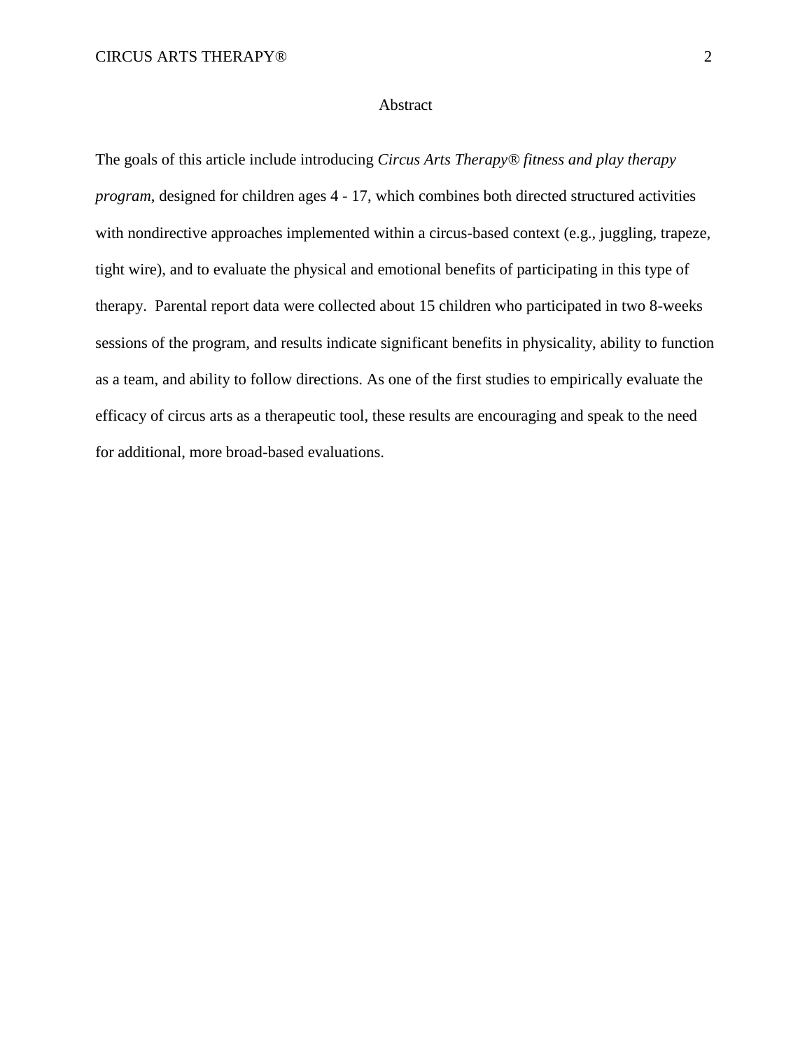# Abstract

The goals of this article include introducing *Circus Arts Therapy® fitness and play therapy program*, designed for children ages 4 - 17, which combines both directed structured activities with nondirective approaches implemented within a circus-based context (e.g., juggling, trapeze, tight wire), and to evaluate the physical and emotional benefits of participating in this type of therapy. Parental report data were collected about 15 children who participated in two 8-weeks sessions of the program, and results indicate significant benefits in physicality, ability to function as a team, and ability to follow directions. As one of the first studies to empirically evaluate the efficacy of circus arts as a therapeutic tool, these results are encouraging and speak to the need for additional, more broad-based evaluations.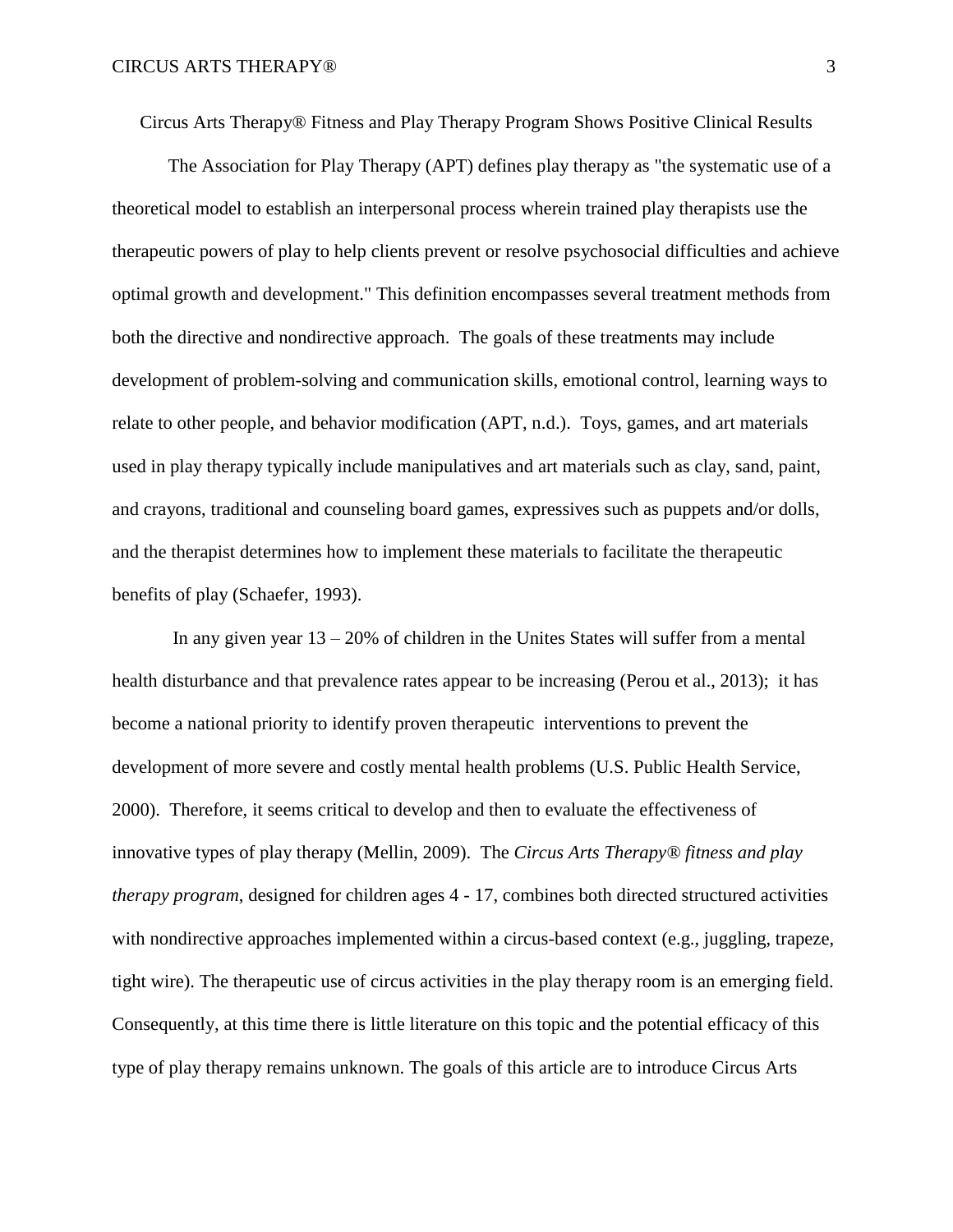Circus Arts Therapy® Fitness and Play Therapy Program Shows Positive Clinical Results

The Association for Play Therapy (APT) defines play therapy as "the systematic use of a theoretical model to establish an interpersonal process wherein trained play therapists use the therapeutic powers of play to help clients prevent or resolve psychosocial difficulties and achieve optimal growth and development." This definition encompasses several treatment methods from both the directive and nondirective approach. The goals of these treatments may include development of problem-solving and communication skills, emotional control, learning ways to relate to other people, and behavior modification (APT, n.d.). Toys, games, and art materials used in play therapy typically include manipulatives and art materials such as clay, sand, paint, and crayons, traditional and counseling board games, expressives such as puppets and/or dolls, and the therapist determines how to implement these materials to facilitate the therapeutic benefits of play (Schaefer, 1993).

In any given year 13 – 20% of children in the Unites States will suffer from a mental health disturbance and that prevalence rates appear to be increasing (Perou et al., 2013); it has become a national priority to identify proven therapeutic interventions to prevent the development of more severe and costly mental health problems (U.S. Public Health Service, 2000). Therefore, it seems critical to develop and then to evaluate the effectiveness of innovative types of play therapy (Mellin, 2009). The *Circus Arts Therapy® fitness and play therapy program*, designed for children ages 4 - 17, combines both directed structured activities with nondirective approaches implemented within a circus-based context (e.g., juggling, trapeze, tight wire). The therapeutic use of circus activities in the play therapy room is an emerging field. Consequently, at this time there is little literature on this topic and the potential efficacy of this type of play therapy remains unknown. The goals of this article are to introduce Circus Arts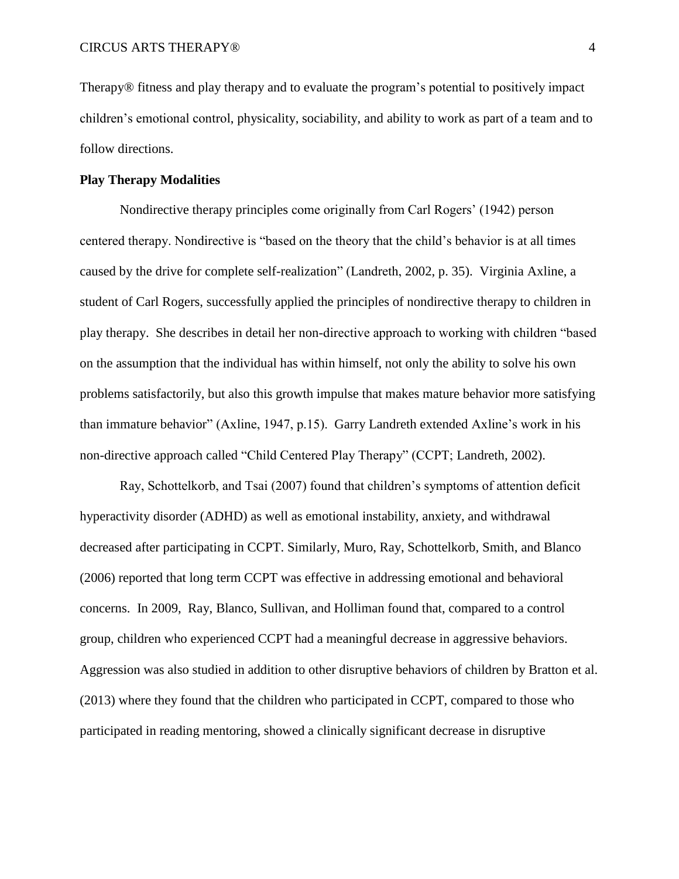Therapy® fitness and play therapy and to evaluate the program's potential to positively impact children's emotional control, physicality, sociability, and ability to work as part of a team and to follow directions.

**Play Therapy Modalities**

Nondirective therapy principles come originally from Carl Rogers' (1942) person centered therapy. Nondirective is "based on the theory that the child's behavior is at all times caused by the drive for complete self-realization" (Landreth, 2002, p. 35). Virginia Axline, a student of Carl Rogers, successfully applied the principles of nondirective therapy to children in play therapy. She describes in detail her non-directive approach to working with children "based on the assumption that the individual has within himself, not only the ability to solve his own problems satisfactorily, but also this growth impulse that makes mature behavior more satisfying than immature behavior" (Axline, 1947, p.15). Garry Landreth extended Axline's work in his non-directive approach called "Child Centered Play Therapy" (CCPT; Landreth, 2002).

Ray, Schottelkorb, and Tsai (2007) found that children's symptoms of attention deficit hyperactivity disorder (ADHD) as well as emotional instability, anxiety, and withdrawal decreased after participating in CCPT. Similarly, Muro, Ray, Schottelkorb, Smith, and Blanco (2006) reported that long term CCPT was effective in addressing emotional and behavioral concerns. In 2009, Ray, Blanco, Sullivan, and Holliman found that, compared to a control group, children who experienced CCPT had a meaningful decrease in aggressive behaviors. Aggression was also studied in addition to other disruptive behaviors of children by Bratton et al. (2013) where they found that the children who participated in CCPT, compared to those who participated in reading mentoring, showed a clinically significant decrease in disruptive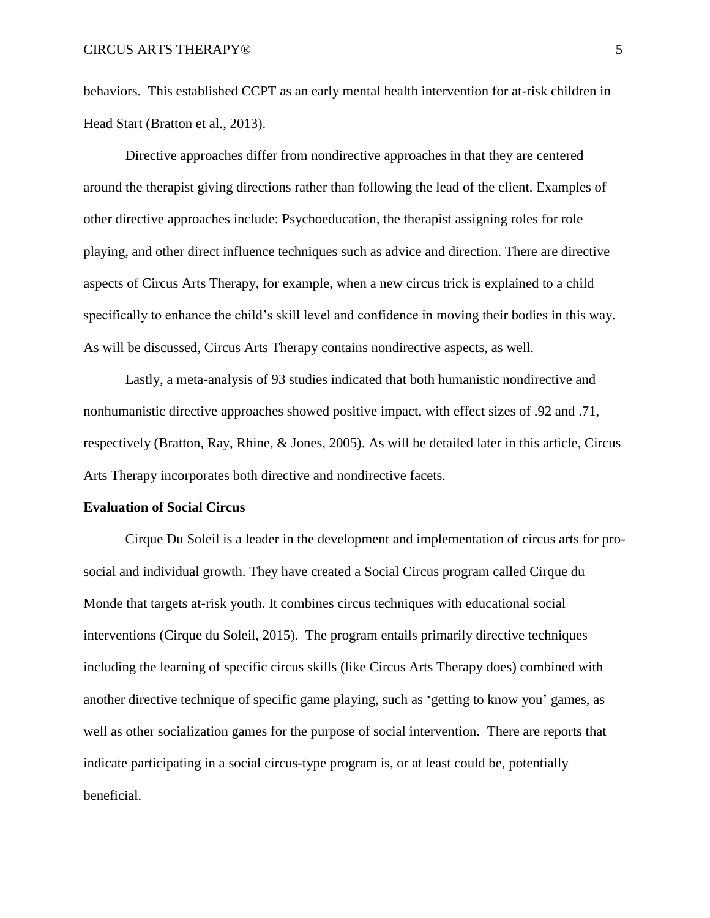behaviors. This established CCPT as an early mental health intervention for at-risk children in Head Start (Bratton et al., 2013).

Directive approaches differ from nondirective approaches in that they are centered around the therapist giving directions rather than following the lead of the client. Examples of other directive approaches include: Psychoeducation, the therapist assigning roles for role playing, and other direct influence techniques such as advice and direction. There are directive aspects of Circus Arts Therapy, for example, when a new circus trick is explained to a child specifically to enhance the child's skill level and confidence in moving their bodies in this way. As will be discussed, Circus Arts Therapy contains nondirective aspects, as well.

Lastly, a meta-analysis of 93 studies indicated that both humanistic nondirective and nonhumanistic directive approaches showed positive impact, with effect sizes of .92 and .71, respectively (Bratton, Ray, Rhine, & Jones, 2005). As will be detailed later in this article, Circus Arts Therapy incorporates both directive and nondirective facets.

**Evaluation of Social Circus**

Cirque Du Soleil is a leader in the development and implementation of circus arts for pro-social and individual growth. They have created a Social Circus program called Cirque du Monde that targets at-risk youth. It combines circus techniques with educational social interventions (Cirque du Soleil, 2015). The program entails primarily directive techniques including the learning of specific circus skills (like Circus Arts Therapy does) combined with another directive technique of specific game playing, such as 'getting to know you' games, as well as other socialization games for the purpose of social intervention. There are reports that indicate participating in a social circus-type program is, or at least could be, potentially beneficial.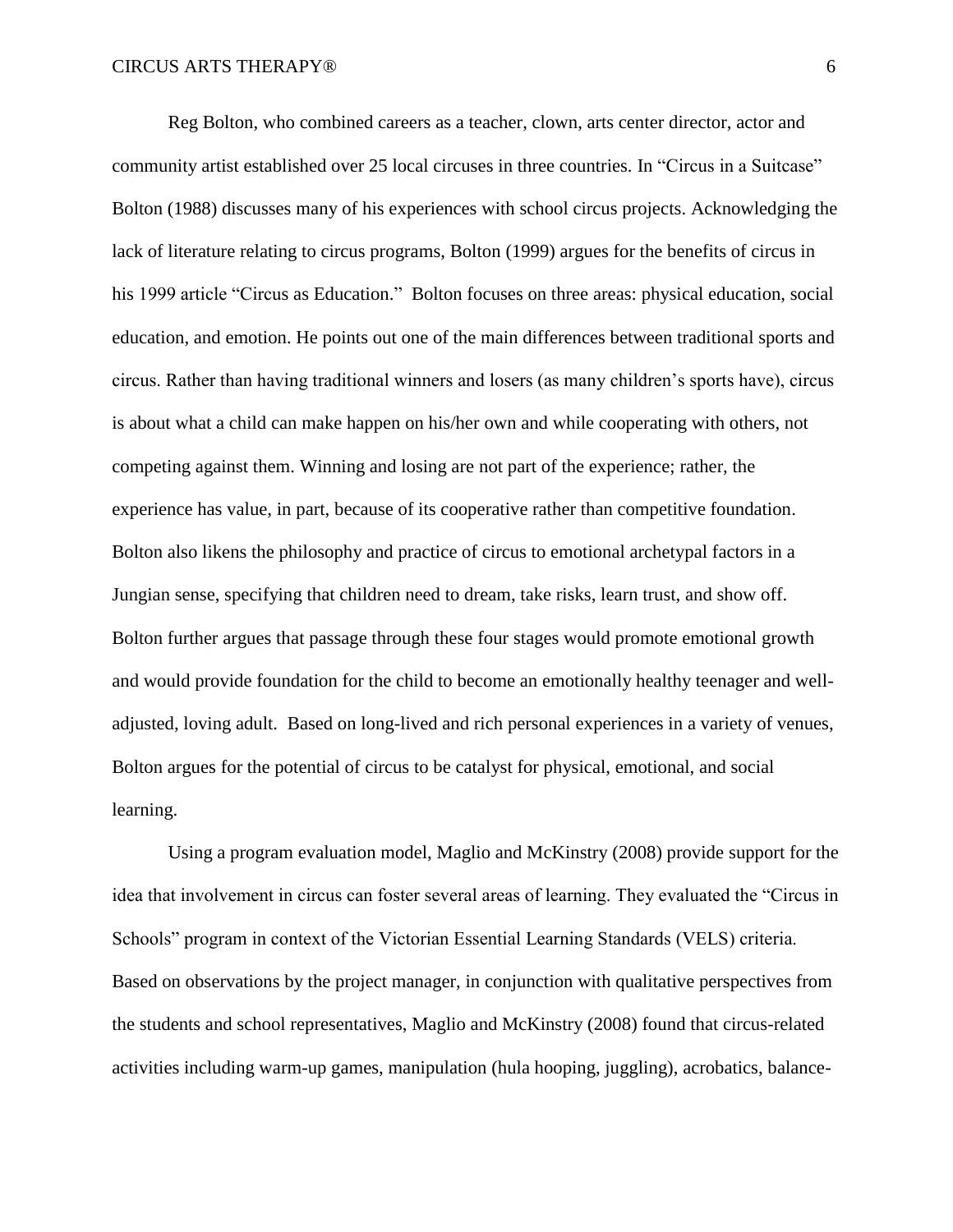Reg Bolton, who combined careers as a teacher, clown, arts center director, actor and community artist established over 25 local circuses in three countries. In "Circus in a Suitcase" Bolton (1988) discusses many of his experiences with school circus projects. Acknowledging the lack of literature relating to circus programs, Bolton (1999) argues for the benefits of circus in his 1999 article "Circus as Education." Bolton focuses on three areas: physical education, social education, and emotion. He points out one of the main differences between traditional sports and circus. Rather than having traditional winners and losers (as many children's sports have), circus is about what a child can make happen on his/her own and while cooperating with others, not competing against them. Winning and losing are not part of the experience; rather, the experience has value, in part, because of its cooperative rather than competitive foundation. Bolton also likens the philosophy and practice of circus to emotional archetypal factors in a Jungian sense, specifying that children need to dream, take risks, learn trust, and show off. Bolton further argues that passage through these four stages would promote emotional growth and would provide foundation for the child to become an emotionally healthy teenager and well-adjusted, loving adult. Based on long-lived and rich personal experiences in a variety of venues, Bolton argues for the potential of circus to be catalyst for physical, emotional, and social learning.

Using a program evaluation model, Maglio and McKinstry (2008) provide support for the idea that involvement in circus can foster several areas of learning. They evaluated the "Circus in Schools" program in context of the Victorian Essential Learning Standards (VELS) criteria. Based on observations by the project manager, in conjunction with qualitative perspectives from the students and school representatives, Maglio and McKinstry (2008) found that circus-related activities including warm-up games, manipulation (hula hooping, juggling), acrobatics, balance-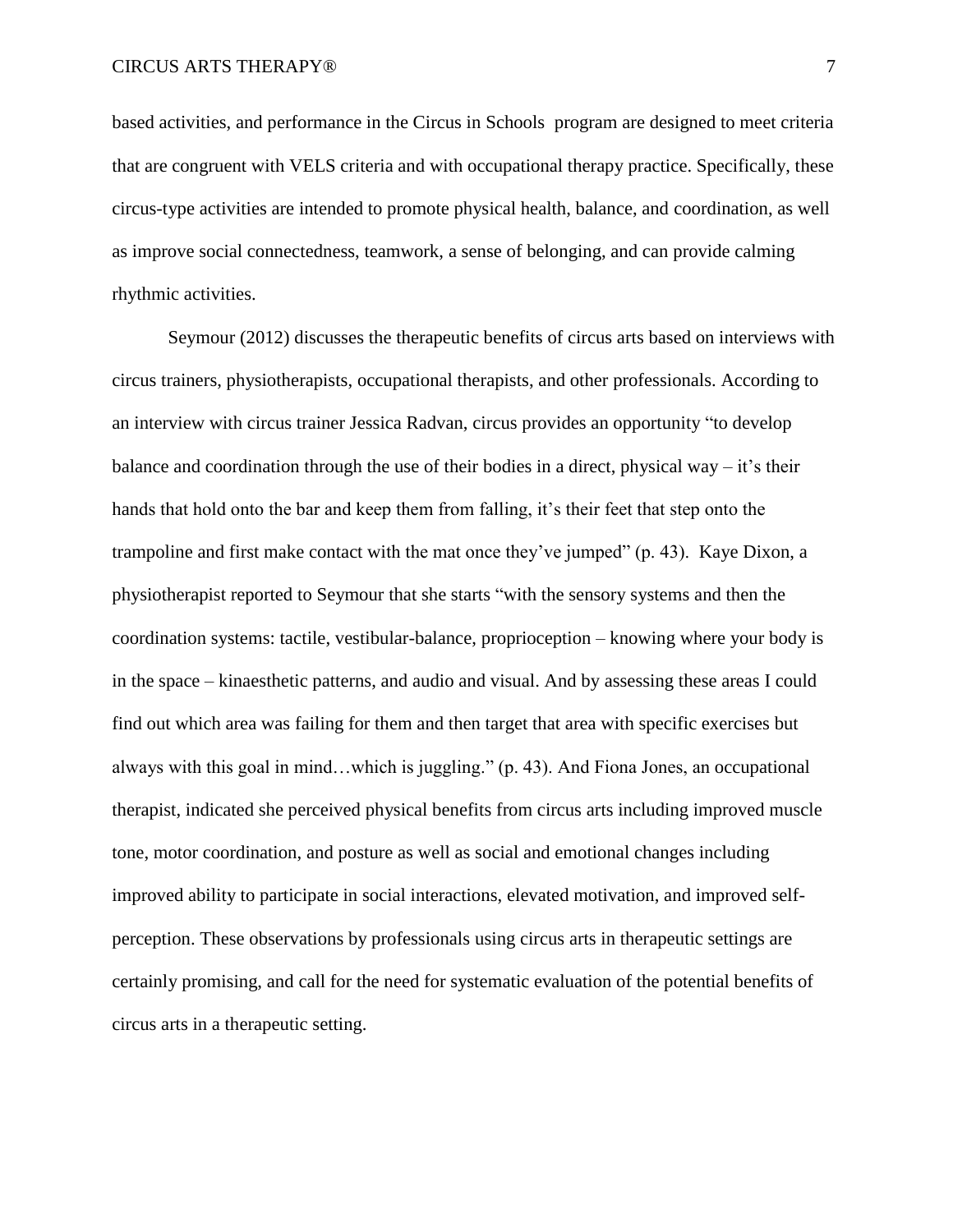based activities, and performance in the Circus in Schools program are designed to meet criteria that are congruent with VELS criteria and with occupational therapy practice. Specifically, these circus-type activities are intended to promote physical health, balance, and coordination, as well as improve social connectedness, teamwork, a sense of belonging, and can provide calming rhythmic activities.

Seymour (2012) discusses the therapeutic benefits of circus arts based on interviews with circus trainers, physiotherapists, occupational therapists, and other professionals. According to an interview with circus trainer Jessica Radvan, circus provides an opportunity "to develop balance and coordination through the use of their bodies in a direct, physical way – it's their hands that hold onto the bar and keep them from falling, it's their feet that step onto the trampoline and first make contact with the mat once they've jumped" (p. 43). Kaye Dixon, a physiotherapist reported to Seymour that she starts "with the sensory systems and then the coordination systems: tactile, vestibular-balance, proprioception – knowing where your body is in the space – kinaesthetic patterns, and audio and visual. And by assessing these areas I could find out which area was failing for them and then target that area with specific exercises but always with this goal in mind…which is juggling." (p. 43). And Fiona Jones, an occupational therapist, indicated she perceived physical benefits from circus arts including improved muscle tone, motor coordination, and posture as well as social and emotional changes including improved ability to participate in social interactions, elevated motivation, and improved self-perception. These observations by professionals using circus arts in therapeutic settings are certainly promising, and call for the need for systematic evaluation of the potential benefits of circus arts in a therapeutic setting.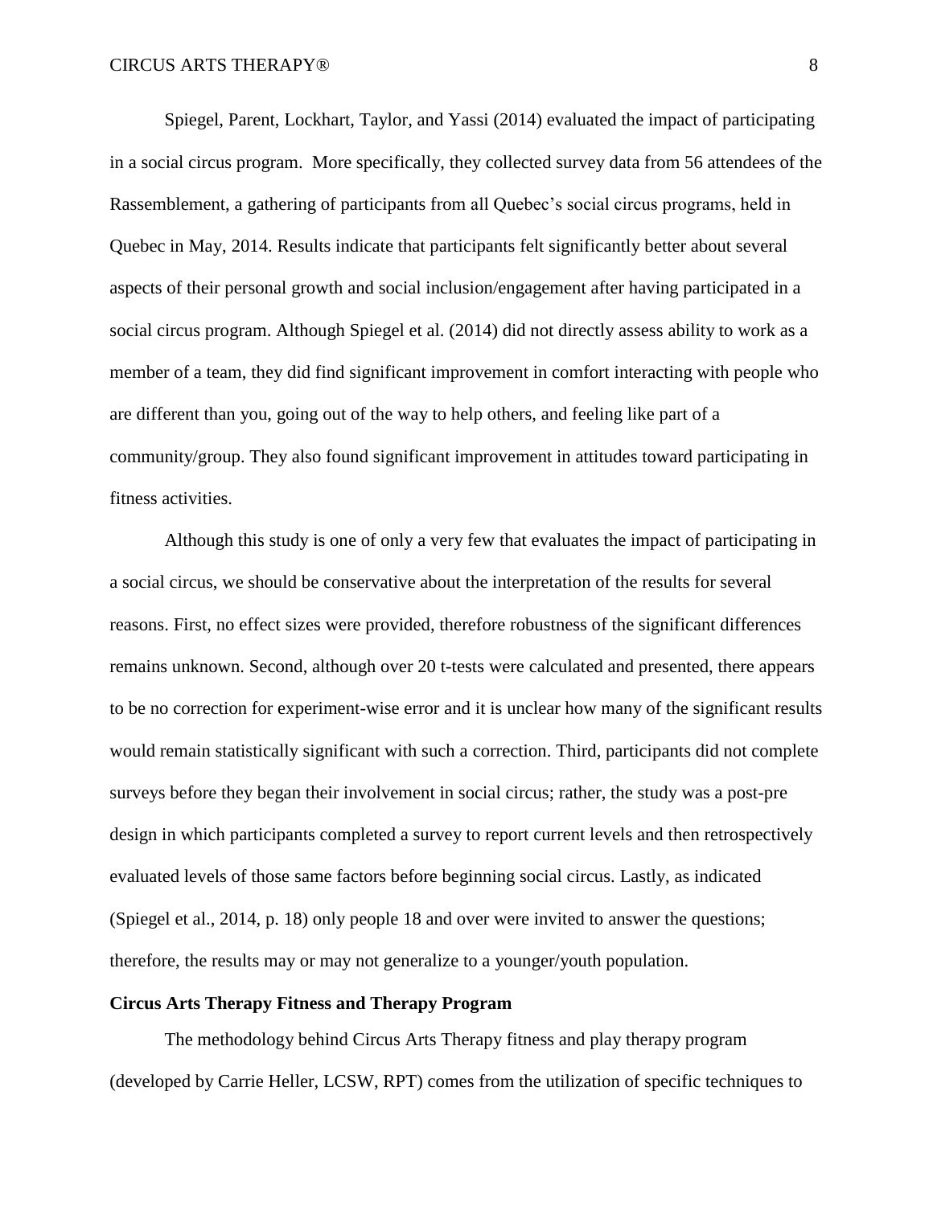Spiegel, Parent, Lockhart, Taylor, and Yassi (2014) evaluated the impact of participating in a social circus program. More specifically, they collected survey data from 56 attendees of the Rassemblement, a gathering of participants from all Quebec's social circus programs, held in Quebec in May, 2014. Results indicate that participants felt significantly better about several aspects of their personal growth and social inclusion/engagement after having participated in a social circus program. Although Spiegel et al. (2014) did not directly assess ability to work as a member of a team, they did find significant improvement in comfort interacting with people who are different than you, going out of the way to help others, and feeling like part of a community/group. They also found significant improvement in attitudes toward participating in fitness activities.

Although this study is one of only a very few that evaluates the impact of participating in a social circus, we should be conservative about the interpretation of the results for several reasons. First, no effect sizes were provided, therefore robustness of the significant differences remains unknown. Second, although over 20 t-tests were calculated and presented, there appears to be no correction for experiment-wise error and it is unclear how many of the significant results would remain statistically significant with such a correction. Third, participants did not complete surveys before they began their involvement in social circus; rather, the study was a post-pre design in which participants completed a survey to report current levels and then retrospectively evaluated levels of those same factors before beginning social circus. Lastly, as indicated (Spiegel et al., 2014, p. 18) only people 18 and over were invited to answer the questions; therefore, the results may or may not generalize to a younger/youth population.

**Circus Arts Therapy Fitness and Therapy Program**

The methodology behind Circus Arts Therapy fitness and play therapy program (developed by Carrie Heller, LCSW, RPT) comes from the utilization of specific techniques to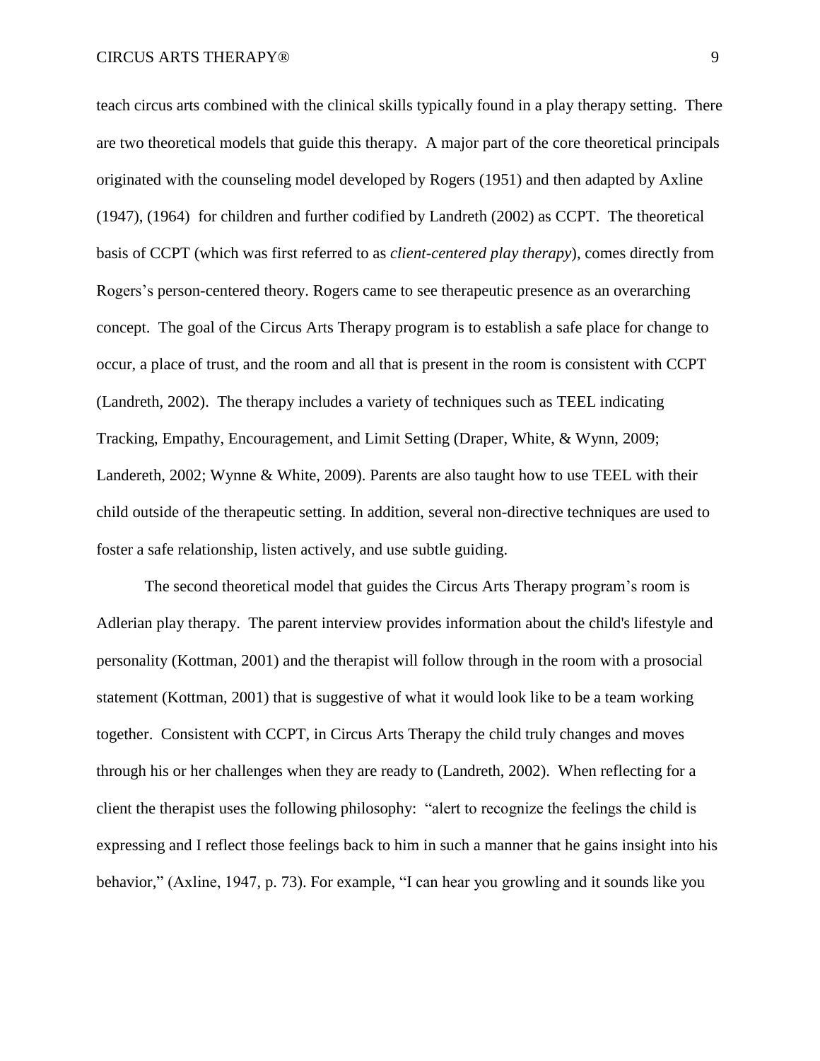teach circus arts combined with the clinical skills typically found in a play therapy setting. There are two theoretical models that guide this therapy. A major part of the core theoretical principals originated with the counseling model developed by Rogers (1951) and then adapted by Axline (1947), (1964) for children and further codified by Landreth (2002) as CCPT. The theoretical basis of CCPT (which was first referred to as *client-centered play therapy*), comes directly from Rogers's person-centered theory. Rogers came to see therapeutic presence as an overarching concept. The goal of the Circus Arts Therapy program is to establish a safe place for change to occur, a place of trust, and the room and all that is present in the room is consistent with CCPT (Landreth, 2002). The therapy includes a variety of techniques such as TEEL indicating Tracking, Empathy, Encouragement, and Limit Setting (Draper, White, & Wynn, 2009; Landereth, 2002; Wynne & White, 2009). Parents are also taught how to use TEEL with their child outside of the therapeutic setting. In addition, several non-directive techniques are used to foster a safe relationship, listen actively, and use subtle guiding.

The second theoretical model that guides the Circus Arts Therapy program's room is Adlerian play therapy. The parent interview provides information about the child's lifestyle and personality (Kottman, 2001) and the therapist will follow through in the room with a prosocial statement (Kottman, 2001) that is suggestive of what it would look like to be a team working together. Consistent with CCPT, in Circus Arts Therapy the child truly changes and moves through his or her challenges when they are ready to (Landreth, 2002). When reflecting for a client the therapist uses the following philosophy: "alert to recognize the feelings the child is expressing and I reflect those feelings back to him in such a manner that he gains insight into his behavior," (Axline, 1947, p. 73). For example, "I can hear you growling and it sounds like you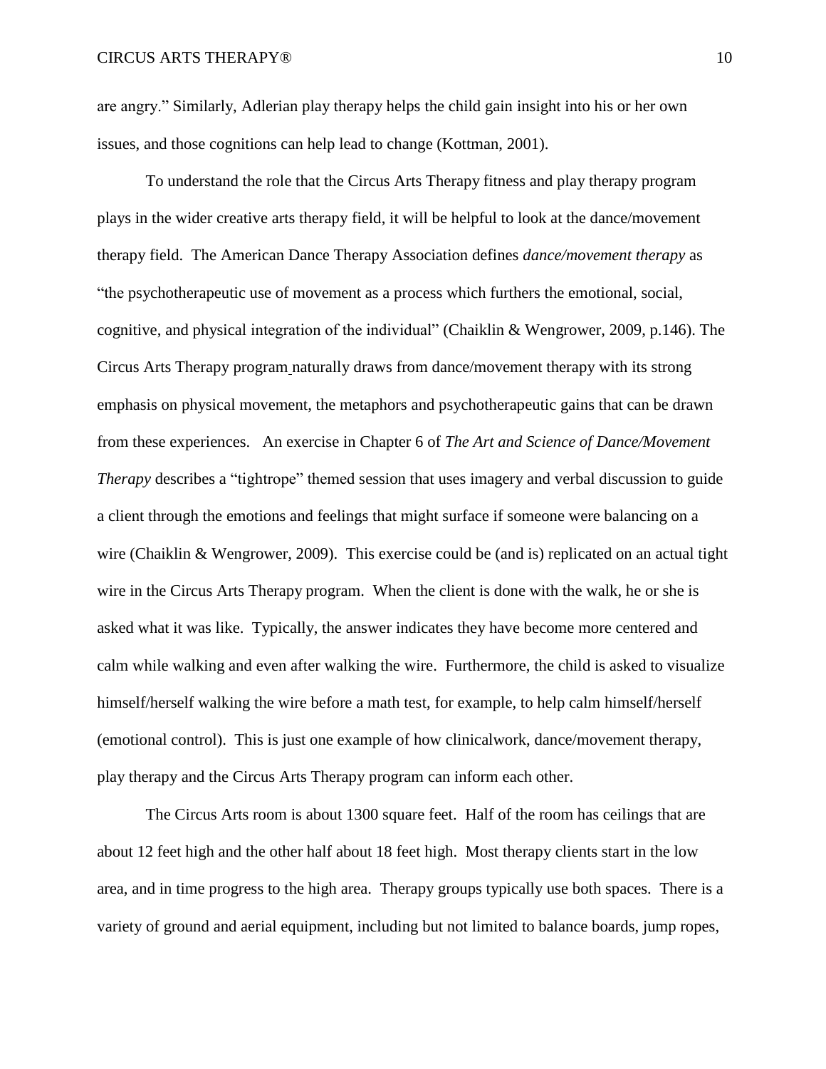are angry." Similarly, Adlerian play therapy helps the child gain insight into his or her own issues, and those cognitions can help lead to change (Kottman, 2001).

To understand the role that the Circus Arts Therapy fitness and play therapy program plays in the wider creative arts therapy field, it will be helpful to look at the dance/movement therapy field. The American Dance Therapy Association defines *dance/movement therapy* as "the psychotherapeutic use of movement as a process which furthers the emotional, social, cognitive, and physical integration of the individual" (Chaiklin & Wengrower, 2009, p.146). The Circus Arts Therapy program naturally draws from dance/movement therapy with its strong emphasis on physical movement, the metaphors and psychotherapeutic gains that can be drawn from these experiences. An exercise in Chapter 6 of *The Art and Science of Dance/Movement Therapy* describes a "tightrope" themed session that uses imagery and verbal discussion to guide a client through the emotions and feelings that might surface if someone were balancing on a wire (Chaiklin & Wengrower, 2009). This exercise could be (and is) replicated on an actual tight wire in the Circus Arts Therapy program. When the client is done with the walk, he or she is asked what it was like. Typically, the answer indicates they have become more centered and calm while walking and even after walking the wire. Furthermore, the child is asked to visualize himself/herself walking the wire before a math test, for example, to help calm himself/herself (emotional control). This is just one example of how clinicalwork, dance/movement therapy, play therapy and the Circus Arts Therapy program can inform each other.

The Circus Arts room is about 1300 square feet. Half of the room has ceilings that are about 12 feet high and the other half about 18 feet high. Most therapy clients start in the low area, and in time progress to the high area. Therapy groups typically use both spaces. There is a variety of ground and aerial equipment, including but not limited to balance boards, jump ropes,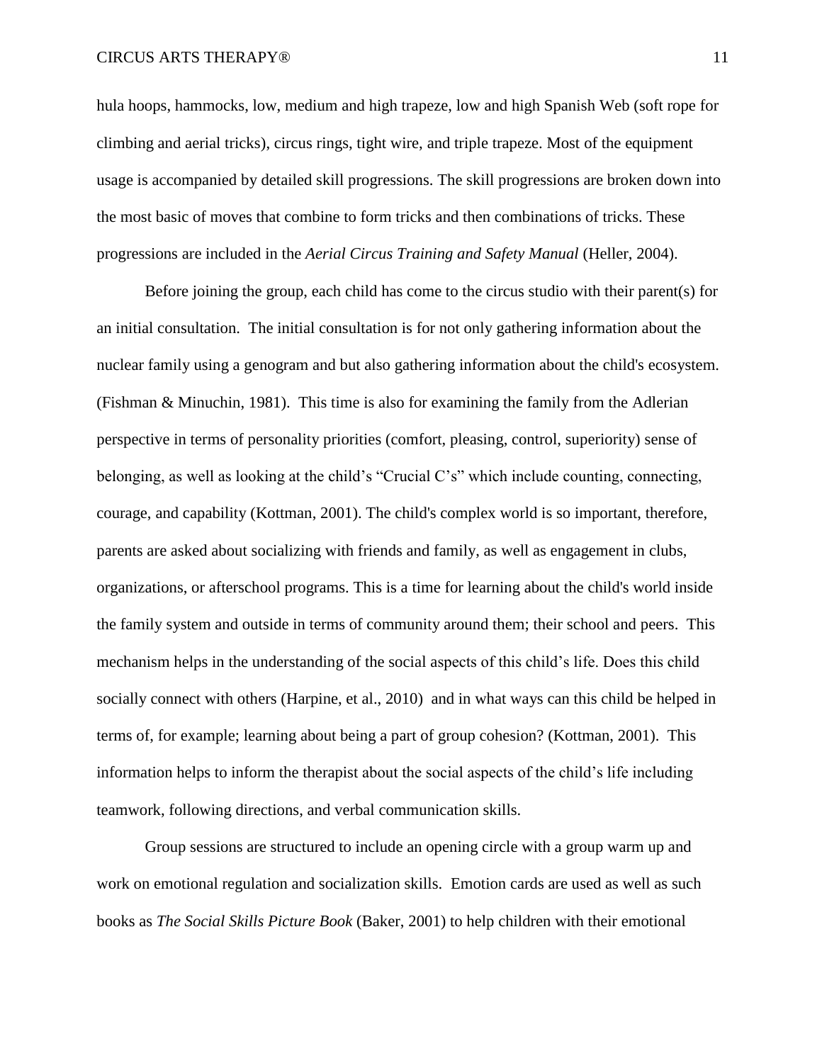hula hoops, hammocks, low, medium and high trapeze, low and high Spanish Web (soft rope for climbing and aerial tricks), circus rings, tight wire, and triple trapeze. Most of the equipment usage is accompanied by detailed skill progressions. The skill progressions are broken down into the most basic of moves that combine to form tricks and then combinations of tricks. These progressions are included in the *Aerial Circus Training and Safety Manual* (Heller, 2004).

Before joining the group, each child has come to the circus studio with their parent(s) for an initial consultation. The initial consultation is for not only gathering information about the nuclear family using a genogram and but also gathering information about the child's ecosystem. (Fishman & Minuchin, 1981). This time is also for examining the family from the Adlerian perspective in terms of personality priorities (comfort, pleasing, control, superiority) sense of belonging, as well as looking at the child's "Crucial C's" which include counting, connecting, courage, and capability (Kottman, 2001). The child's complex world is so important, therefore, parents are asked about socializing with friends and family, as well as engagement in clubs, organizations, or afterschool programs. This is a time for learning about the child's world inside the family system and outside in terms of community around them; their school and peers. This mechanism helps in the understanding of the social aspects of this child's life. Does this child socially connect with others (Harpine, et al., 2010) and in what ways can this child be helped in terms of, for example; learning about being a part of group cohesion? (Kottman, 2001). This information helps to inform the therapist about the social aspects of the child's life including teamwork, following directions, and verbal communication skills.

Group sessions are structured to include an opening circle with a group warm up and work on emotional regulation and socialization skills. Emotion cards are used as well as such books as *The Social Skills Picture Book* (Baker, 2001) to help children with their emotional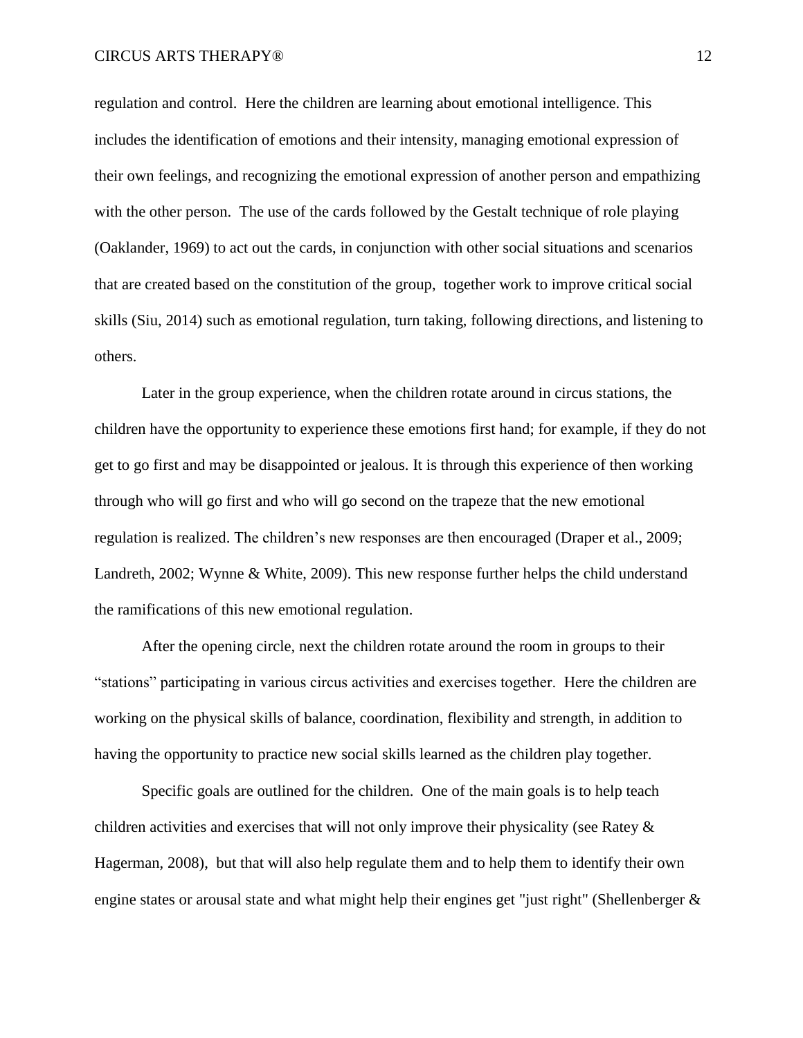regulation and control. Here the children are learning about emotional intelligence. This includes the identification of emotions and their intensity, managing emotional expression of their own feelings, and recognizing the emotional expression of another person and empathizing with the other person. The use of the cards followed by the Gestalt technique of role playing (Oaklander, 1969) to act out the cards, in conjunction with other social situations and scenarios that are created based on the constitution of the group, together work to improve critical social skills (Siu, 2014) such as emotional regulation, turn taking, following directions, and listening to others.

Later in the group experience, when the children rotate around in circus stations, the children have the opportunity to experience these emotions first hand; for example, if they do not get to go first and may be disappointed or jealous. It is through this experience of then working through who will go first and who will go second on the trapeze that the new emotional regulation is realized. The children's new responses are then encouraged (Draper et al., 2009; Landreth, 2002; Wynne & White, 2009). This new response further helps the child understand the ramifications of this new emotional regulation.

After the opening circle, next the children rotate around the room in groups to their "stations" participating in various circus activities and exercises together. Here the children are working on the physical skills of balance, coordination, flexibility and strength, in addition to having the opportunity to practice new social skills learned as the children play together.

Specific goals are outlined for the children. One of the main goals is to help teach children activities and exercises that will not only improve their physicality (see Ratey & Hagerman, 2008), but that will also help regulate them and to help them to identify their own engine states or arousal state and what might help their engines get "just right" (Shellenberger &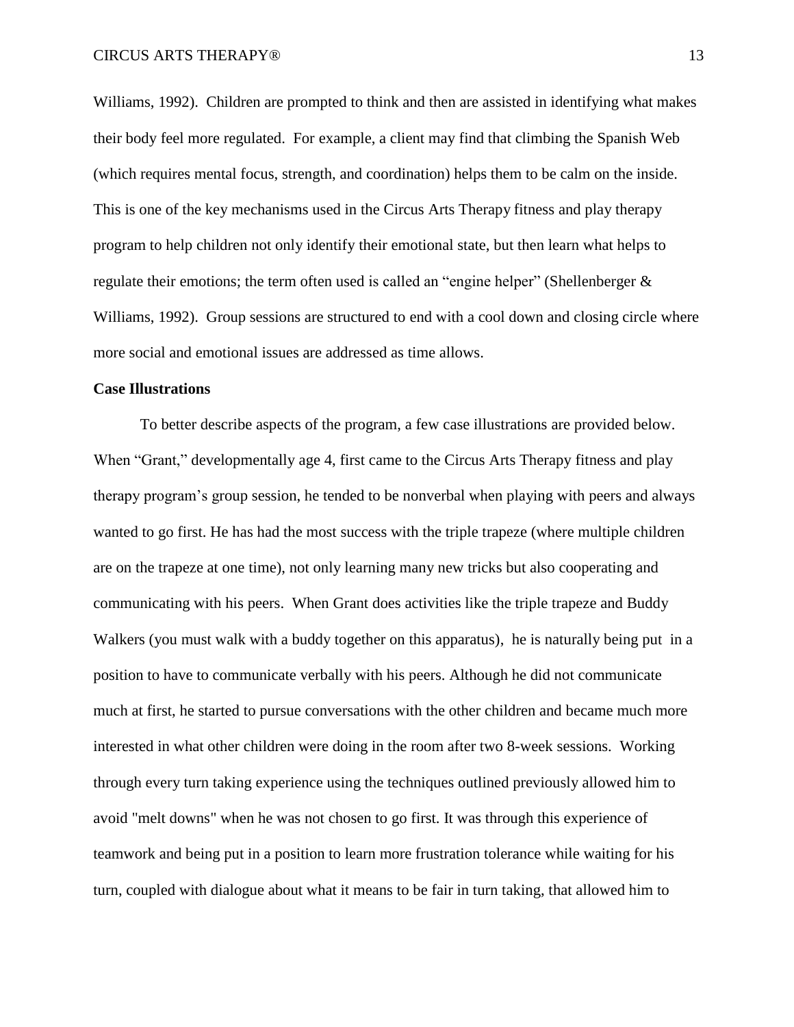Williams, 1992). Children are prompted to think and then are assisted in identifying what makes their body feel more regulated. For example, a client may find that climbing the Spanish Web (which requires mental focus, strength, and coordination) helps them to be calm on the inside. This is one of the key mechanisms used in the Circus Arts Therapy fitness and play therapy program to help children not only identify their emotional state, but then learn what helps to regulate their emotions; the term often used is called an "engine helper" (Shellenberger & Williams, 1992). Group sessions are structured to end with a cool down and closing circle where more social and emotional issues are addressed as time allows.

**Case Illustrations**

To better describe aspects of the program, a few case illustrations are provided below. When "Grant," developmentally age 4, first came to the Circus Arts Therapy fitness and play therapy program's group session, he tended to be nonverbal when playing with peers and always wanted to go first. He has had the most success with the triple trapeze (where multiple children are on the trapeze at one time), not only learning many new tricks but also cooperating and communicating with his peers. When Grant does activities like the triple trapeze and Buddy Walkers (you must walk with a buddy together on this apparatus), he is naturally being put in a position to have to communicate verbally with his peers. Although he did not communicate much at first, he started to pursue conversations with the other children and became much more interested in what other children were doing in the room after two 8-week sessions. Working through every turn taking experience using the techniques outlined previously allowed him to avoid "melt downs" when he was not chosen to go first. It was through this experience of teamwork and being put in a position to learn more frustration tolerance while waiting for his turn, coupled with dialogue about what it means to be fair in turn taking, that allowed him to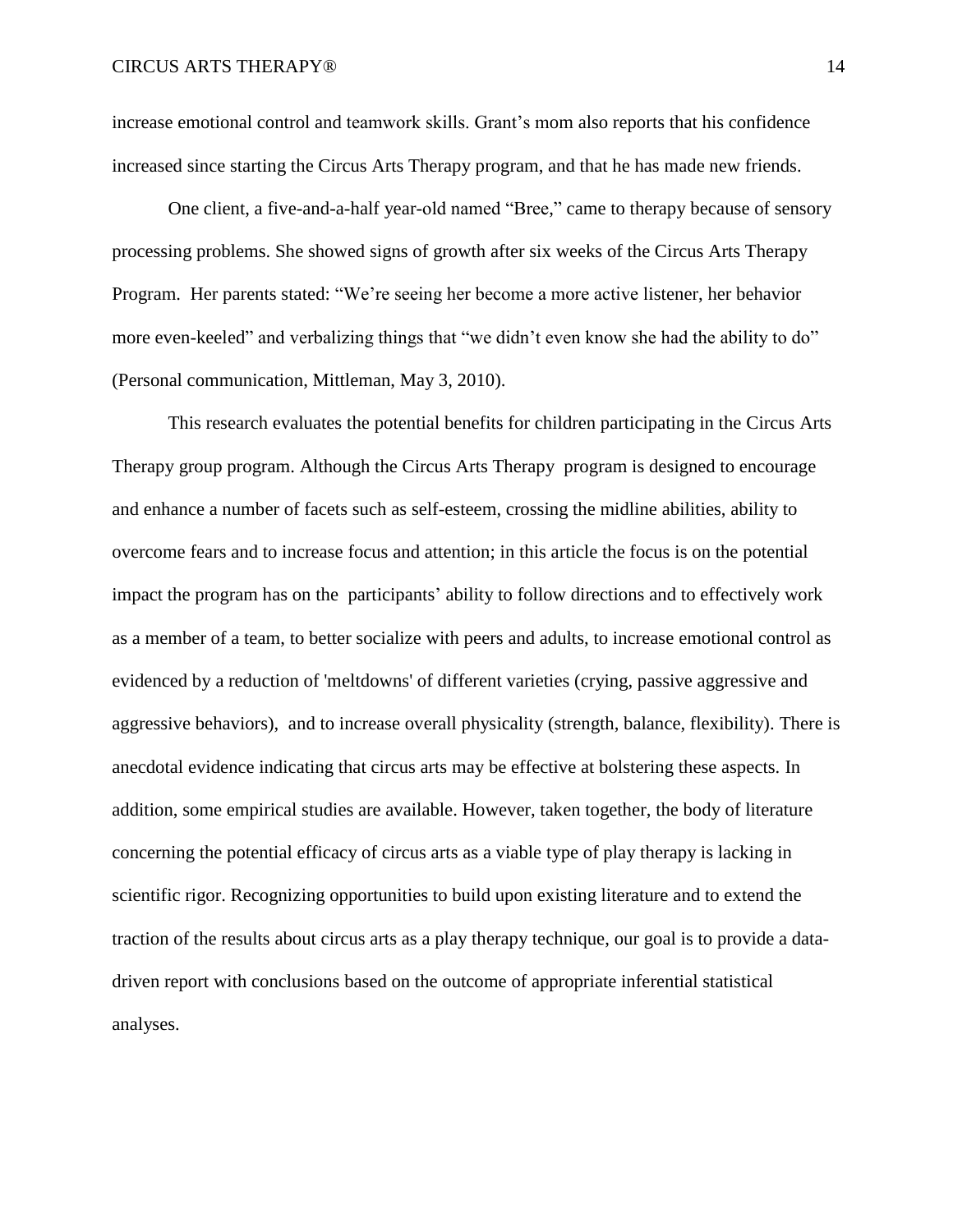increase emotional control and teamwork skills. Grant's mom also reports that his confidence increased since starting the Circus Arts Therapy program, and that he has made new friends.

One client, a five-and-a-half year-old named "Bree," came to therapy because of sensory processing problems. She showed signs of growth after six weeks of the Circus Arts Therapy Program. Her parents stated: "We're seeing her become a more active listener, her behavior more even-keeled" and verbalizing things that "we didn't even know she had the ability to do" (Personal communication, Mittleman, May 3, 2010).

This research evaluates the potential benefits for children participating in the Circus Arts Therapy group program. Although the Circus Arts Therapy program is designed to encourage and enhance a number of facets such as self-esteem, crossing the midline abilities, ability to overcome fears and to increase focus and attention; in this article the focus is on the potential impact the program has on the participants' ability to follow directions and to effectively work as a member of a team, to better socialize with peers and adults, to increase emotional control as evidenced by a reduction of 'meltdowns' of different varieties (crying, passive aggressive and aggressive behaviors), and to increase overall physicality (strength, balance, flexibility). There is anecdotal evidence indicating that circus arts may be effective at bolstering these aspects. In addition, some empirical studies are available. However, taken together, the body of literature concerning the potential efficacy of circus arts as a viable type of play therapy is lacking in scientific rigor. Recognizing opportunities to build upon existing literature and to extend the traction of the results about circus arts as a play therapy technique, our goal is to provide a data-driven report with conclusions based on the outcome of appropriate inferential statistical analyses.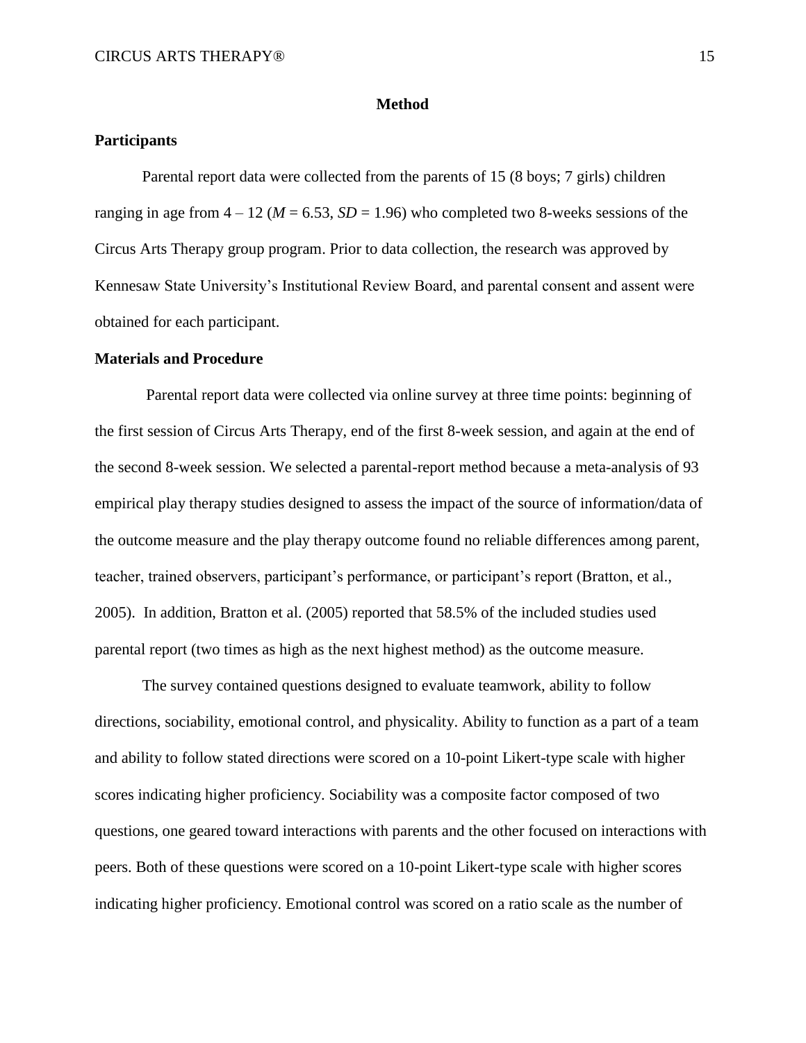# Method

## Participants

Parental report data were collected from the parents of 15 (8 boys; 7 girls) children ranging in age from 4 – 12 ($M$ = 6.53, $SD$ = 1.96) who completed two 8-weeks sessions of the Circus Arts Therapy group program. Prior to data collection, the research was approved by Kennesaw State University's Institutional Review Board, and parental consent and assent were obtained for each participant.

## Materials and Procedure

Parental report data were collected via online survey at three time points: beginning of the first session of Circus Arts Therapy, end of the first 8-week session, and again at the end of the second 8-week session. We selected a parental-report method because a meta-analysis of 93 empirical play therapy studies designed to assess the impact of the source of information/data of the outcome measure and the play therapy outcome found no reliable differences among parent, teacher, trained observers, participant's performance, or participant's report (Bratton, et al., 2005). In addition, Bratton et al. (2005) reported that 58.5% of the included studies used parental report (two times as high as the next highest method) as the outcome measure.

The survey contained questions designed to evaluate teamwork, ability to follow directions, sociability, emotional control, and physicality. Ability to function as a part of a team and ability to follow stated directions were scored on a 10-point Likert-type scale with higher scores indicating higher proficiency. Sociability was a composite factor composed of two questions, one geared toward interactions with parents and the other focused on interactions with peers. Both of these questions were scored on a 10-point Likert-type scale with higher scores indicating higher proficiency. Emotional control was scored on a ratio scale as the number of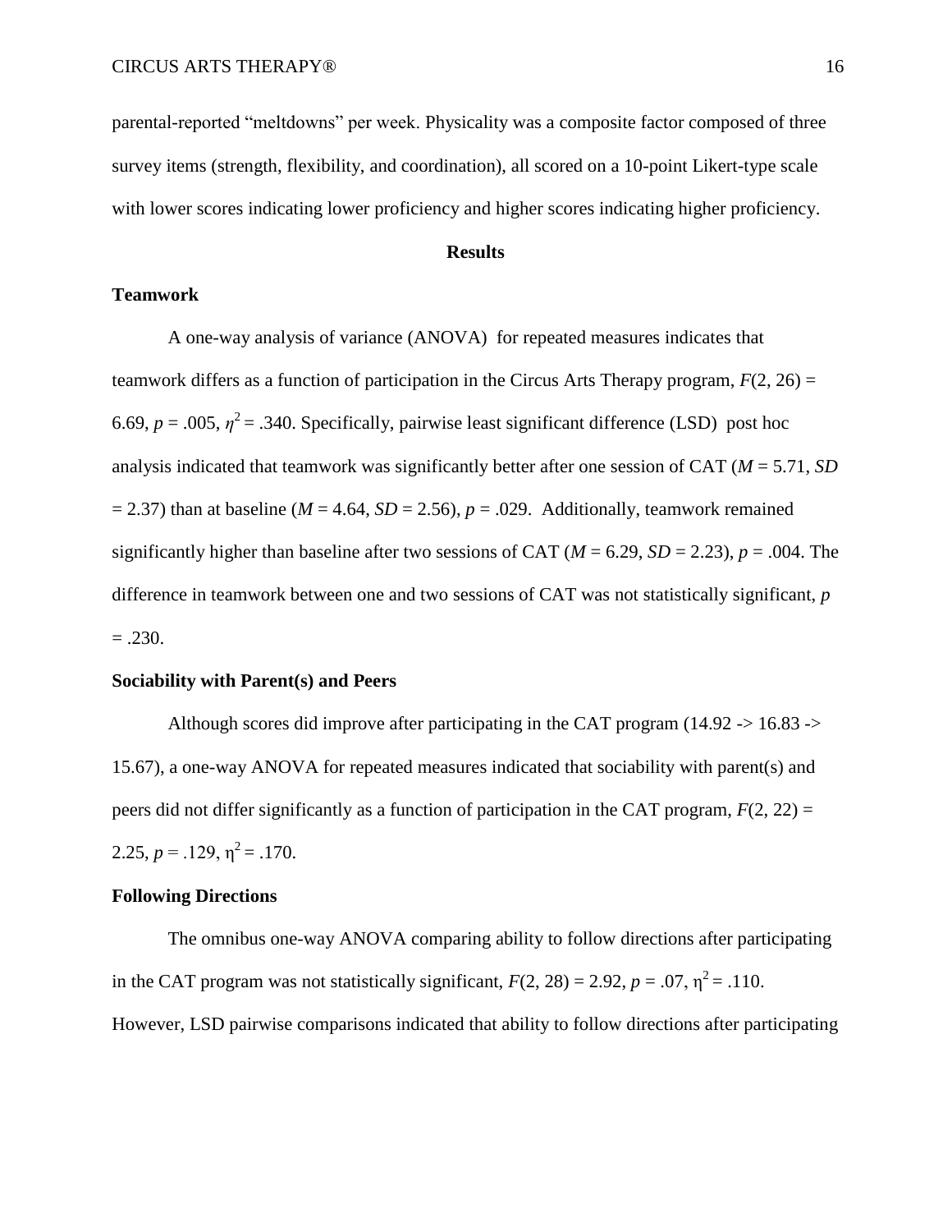parental-reported "meltdowns" per week. Physicality was a composite factor composed of three survey items (strength, flexibility, and coordination), all scored on a 10-point Likert-type scale with lower scores indicating lower proficiency and higher scores indicating higher proficiency.

## Results

### Teamwork

A one-way analysis of variance (ANOVA) for repeated measures indicates that teamwork differs as a function of participation in the Circus Arts Therapy program, $F(2, 26) = 6.69$, $p = .005$, $\eta^2 = .340$. Specifically, pairwise least significant difference (LSD) post hoc analysis indicated that teamwork was significantly better after one session of CAT ($M = 5.71$, $SD = 2.37$) than at baseline ($M = 4.64$, $SD = 2.56$), $p = .029$. Additionally, teamwork remained significantly higher than baseline after two sessions of CAT ($M = 6.29$, $SD = 2.23$), $p = .004$. The difference in teamwork between one and two sessions of CAT was not statistically significant, $p = .230$.

### Sociability with Parent(s) and Peers

Although scores did improve after participating in the CAT program (14.92 -> 16.83 -> 15.67), a one-way ANOVA for repeated measures indicated that sociability with parent(s) and peers did not differ significantly as a function of participation in the CAT program, $F(2, 22) = 2.25$, $p = .129$, $\eta^2 = .170$.

### Following Directions

The omnibus one-way ANOVA comparing ability to follow directions after participating in the CAT program was not statistically significant, $F(2, 28) = 2.92$, $p = .07$, $\eta^2 = .110$. However, LSD pairwise comparisons indicated that ability to follow directions after participating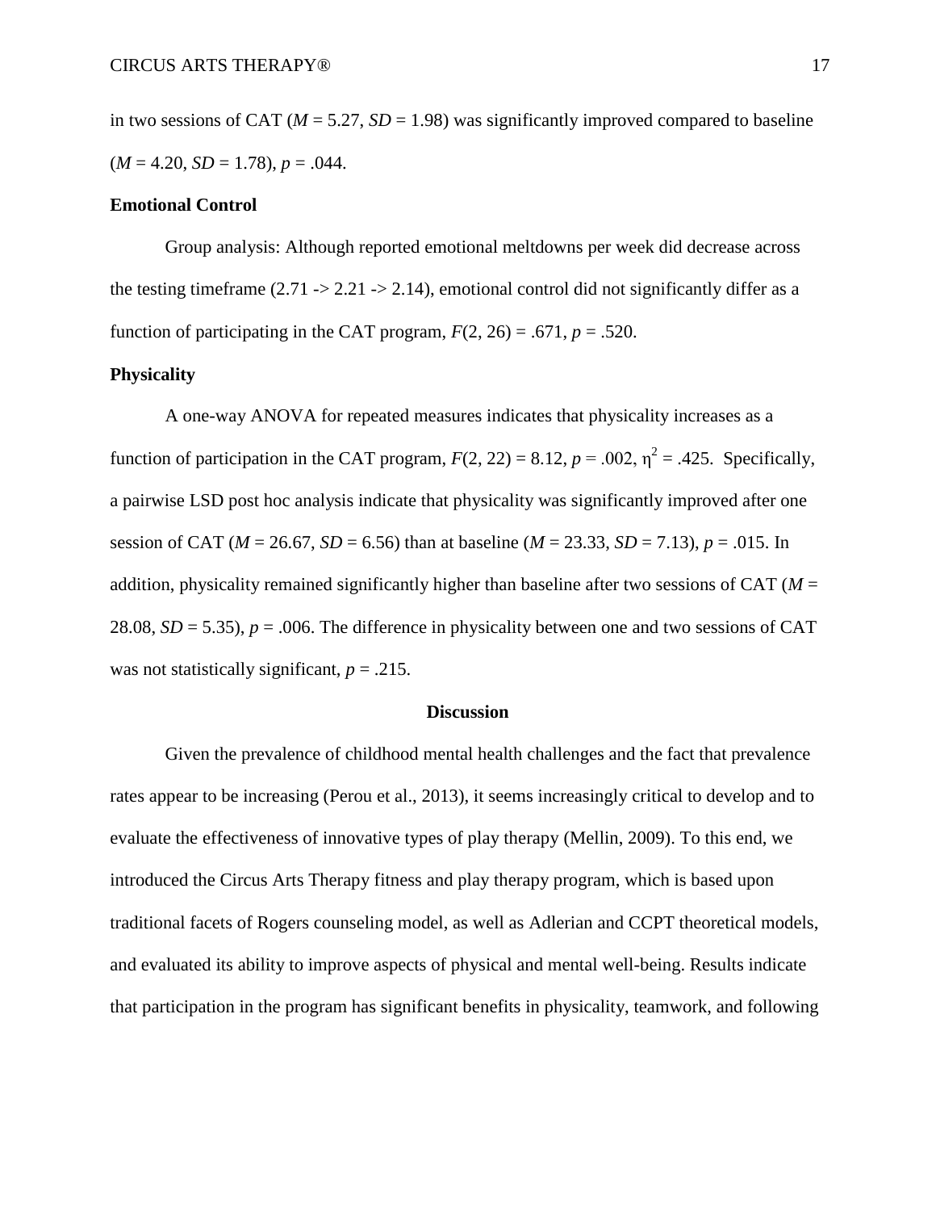in two sessions of CAT (*M* = 5.27, *SD* = 1.98) was significantly improved compared to baseline (*M* = 4.20, *SD* = 1.78), *p* = .044.

### Emotional Control

Group analysis: Although reported emotional meltdowns per week did decrease across the testing timeframe (2.71 -> 2.21 -> 2.14), emotional control did not significantly differ as a function of participating in the CAT program, $F(2, 26) = .671$, $p = .520$.

### Physicality

A one-way ANOVA for repeated measures indicates that physicality increases as a function of participation in the CAT program, $F(2, 22) = 8.12$, $p = .002$, $\eta^2 = .425$. Specifically, a pairwise LSD post hoc analysis indicate that physicality was significantly improved after one session of CAT (*M* = 26.67, *SD* = 6.56) than at baseline (*M* = 23.33, *SD* = 7.13), *p* = .015. In addition, physicality remained significantly higher than baseline after two sessions of CAT (*M* = 28.08, *SD* = 5.35), *p* = .006. The difference in physicality between one and two sessions of CAT was not statistically significant, *p* = .215.

## Discussion

Given the prevalence of childhood mental health challenges and the fact that prevalence rates appear to be increasing (Perou et al., 2013), it seems increasingly critical to develop and to evaluate the effectiveness of innovative types of play therapy (Mellin, 2009). To this end, we introduced the Circus Arts Therapy fitness and play therapy program, which is based upon traditional facets of Rogers counseling model, as well as Adlerian and CCPT theoretical models, and evaluated its ability to improve aspects of physical and mental well-being. Results indicate that participation in the program has significant benefits in physicality, teamwork, and following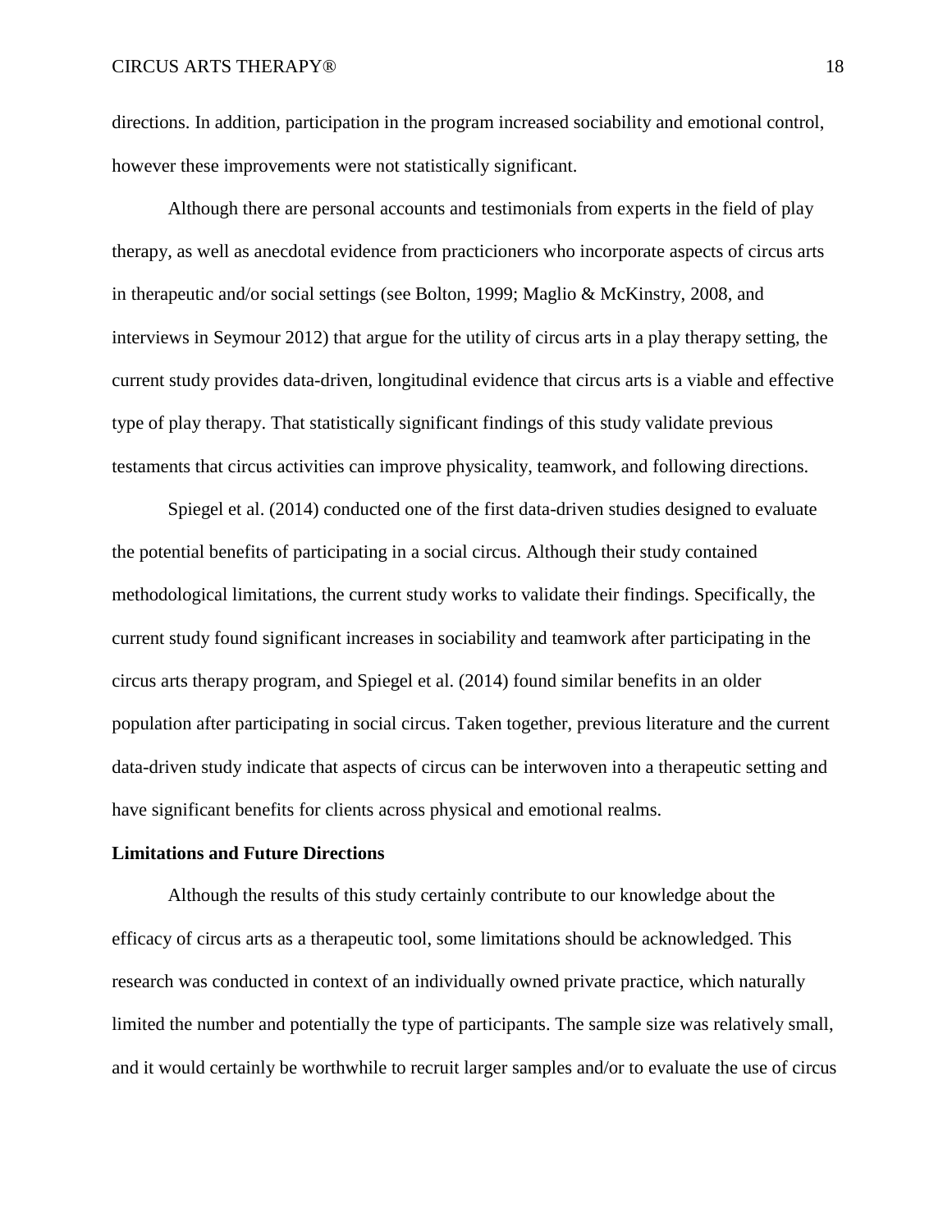directions. In addition, participation in the program increased sociability and emotional control, however these improvements were not statistically significant.

Although there are personal accounts and testimonials from experts in the field of play therapy, as well as anecdotal evidence from practicioners who incorporate aspects of circus arts in therapeutic and/or social settings (see Bolton, 1999; Maglio & McKinstry, 2008, and interviews in Seymour 2012) that argue for the utility of circus arts in a play therapy setting, the current study provides data-driven, longitudinal evidence that circus arts is a viable and effective type of play therapy. That statistically significant findings of this study validate previous testaments that circus activities can improve physicality, teamwork, and following directions.

Spiegel et al. (2014) conducted one of the first data-driven studies designed to evaluate the potential benefits of participating in a social circus. Although their study contained methodological limitations, the current study works to validate their findings. Specifically, the current study found significant increases in sociability and teamwork after participating in the circus arts therapy program, and Spiegel et al. (2014) found similar benefits in an older population after participating in social circus. Taken together, previous literature and the current data-driven study indicate that aspects of circus can be interwoven into a therapeutic setting and have significant benefits for clients across physical and emotional realms.

**Limitations and Future Directions**

Although the results of this study certainly contribute to our knowledge about the efficacy of circus arts as a therapeutic tool, some limitations should be acknowledged. This research was conducted in context of an individually owned private practice, which naturally limited the number and potentially the type of participants. The sample size was relatively small, and it would certainly be worthwhile to recruit larger samples and/or to evaluate the use of circus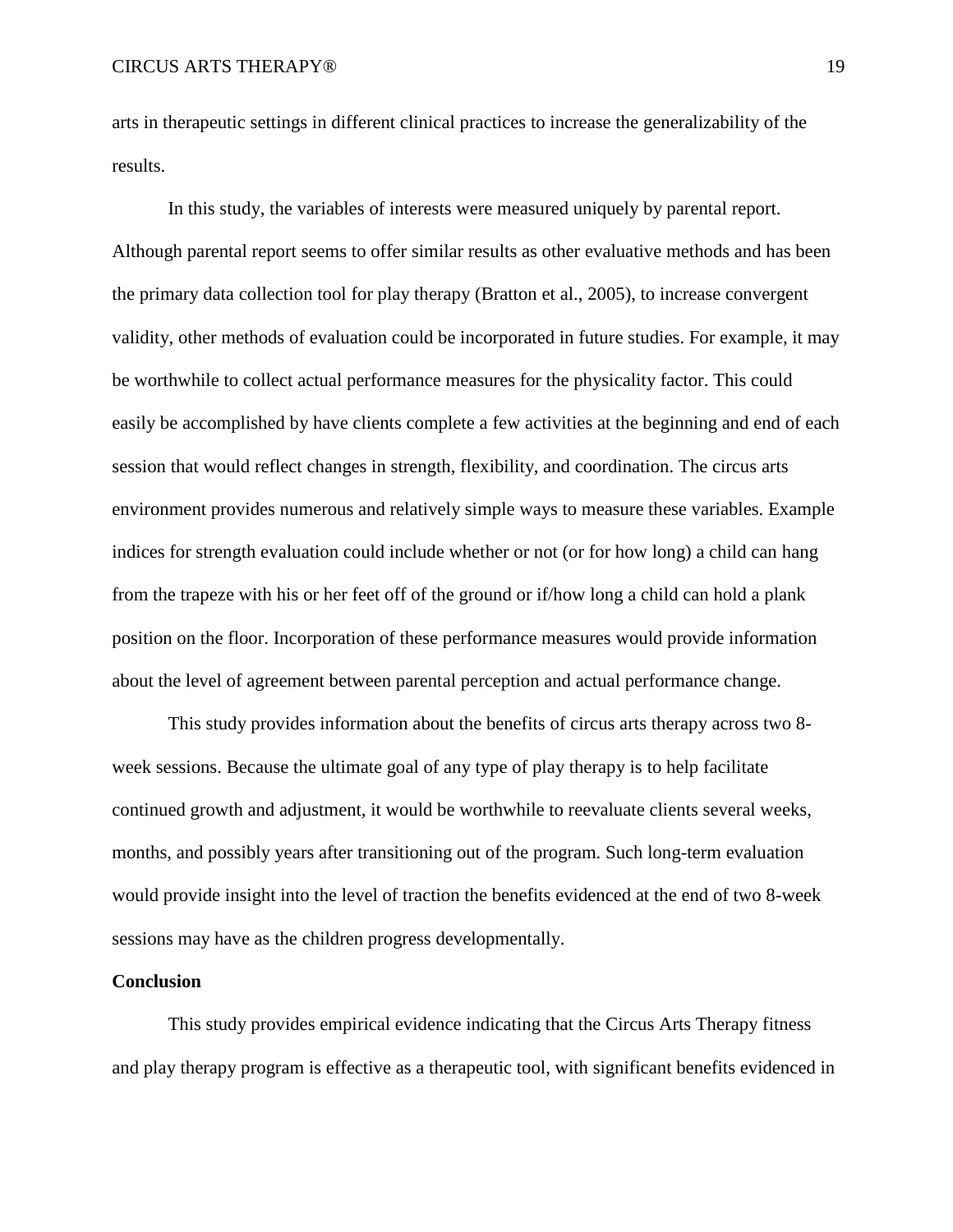arts in therapeutic settings in different clinical practices to increase the generalizability of the results.

In this study, the variables of interests were measured uniquely by parental report. Although parental report seems to offer similar results as other evaluative methods and has been the primary data collection tool for play therapy (Bratton et al., 2005), to increase convergent validity, other methods of evaluation could be incorporated in future studies. For example, it may be worthwhile to collect actual performance measures for the physicality factor. This could easily be accomplished by have clients complete a few activities at the beginning and end of each session that would reflect changes in strength, flexibility, and coordination. The circus arts environment provides numerous and relatively simple ways to measure these variables. Example indices for strength evaluation could include whether or not (or for how long) a child can hang from the trapeze with his or her feet off of the ground or if/how long a child can hold a plank position on the floor. Incorporation of these performance measures would provide information about the level of agreement between parental perception and actual performance change.

This study provides information about the benefits of circus arts therapy across two 8-week sessions. Because the ultimate goal of any type of play therapy is to help facilitate continued growth and adjustment, it would be worthwhile to reevaluate clients several weeks, months, and possibly years after transitioning out of the program. Such long-term evaluation would provide insight into the level of traction the benefits evidenced at the end of two 8-week sessions may have as the children progress developmentally.

**Conclusion**

This study provides empirical evidence indicating that the Circus Arts Therapy fitness and play therapy program is effective as a therapeutic tool, with significant benefits evidenced in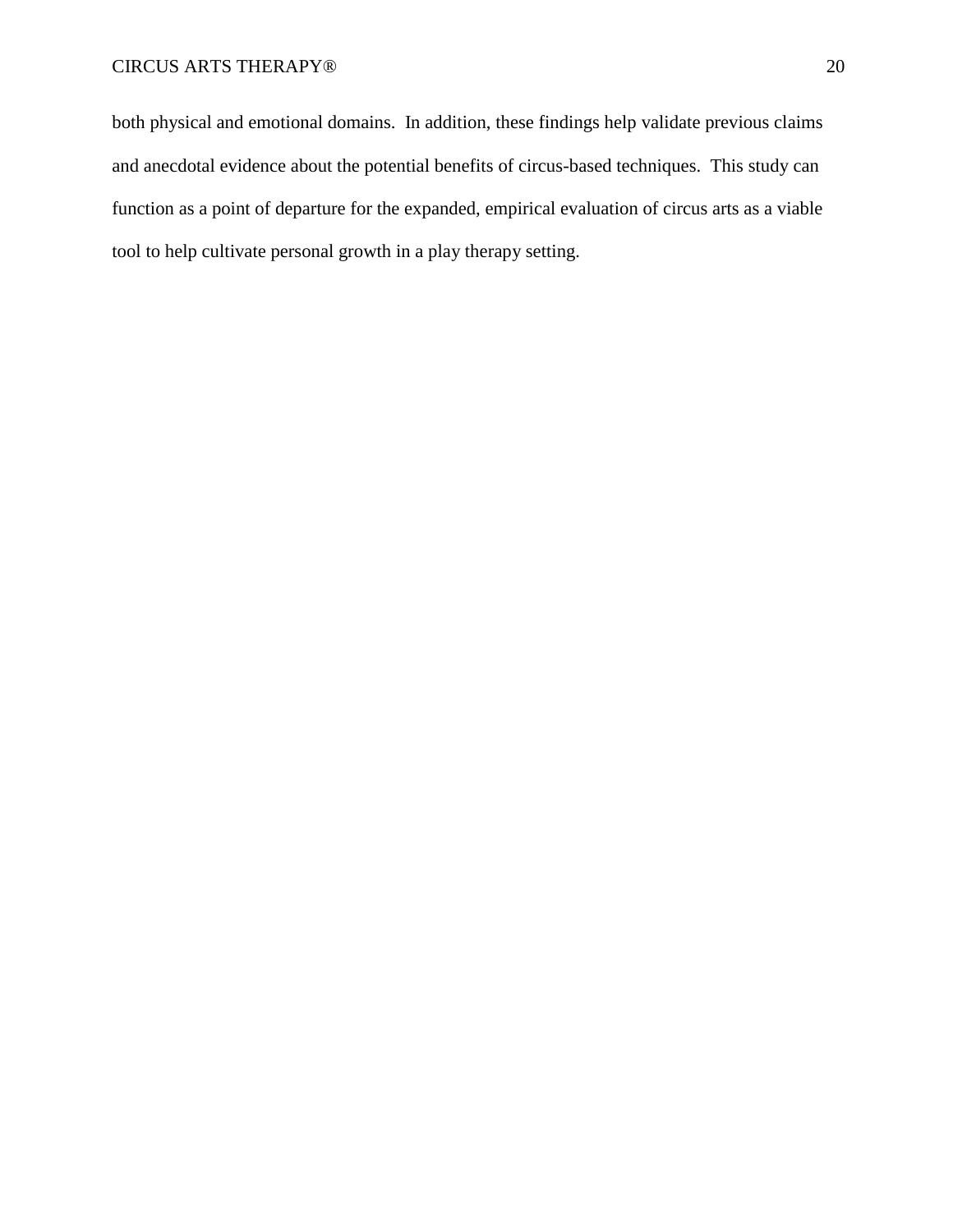both physical and emotional domains. In addition, these findings help validate previous claims and anecdotal evidence about the potential benefits of circus-based techniques. This study can function as a point of departure for the expanded, empirical evaluation of circus arts as a viable tool to help cultivate personal growth in a play therapy setting.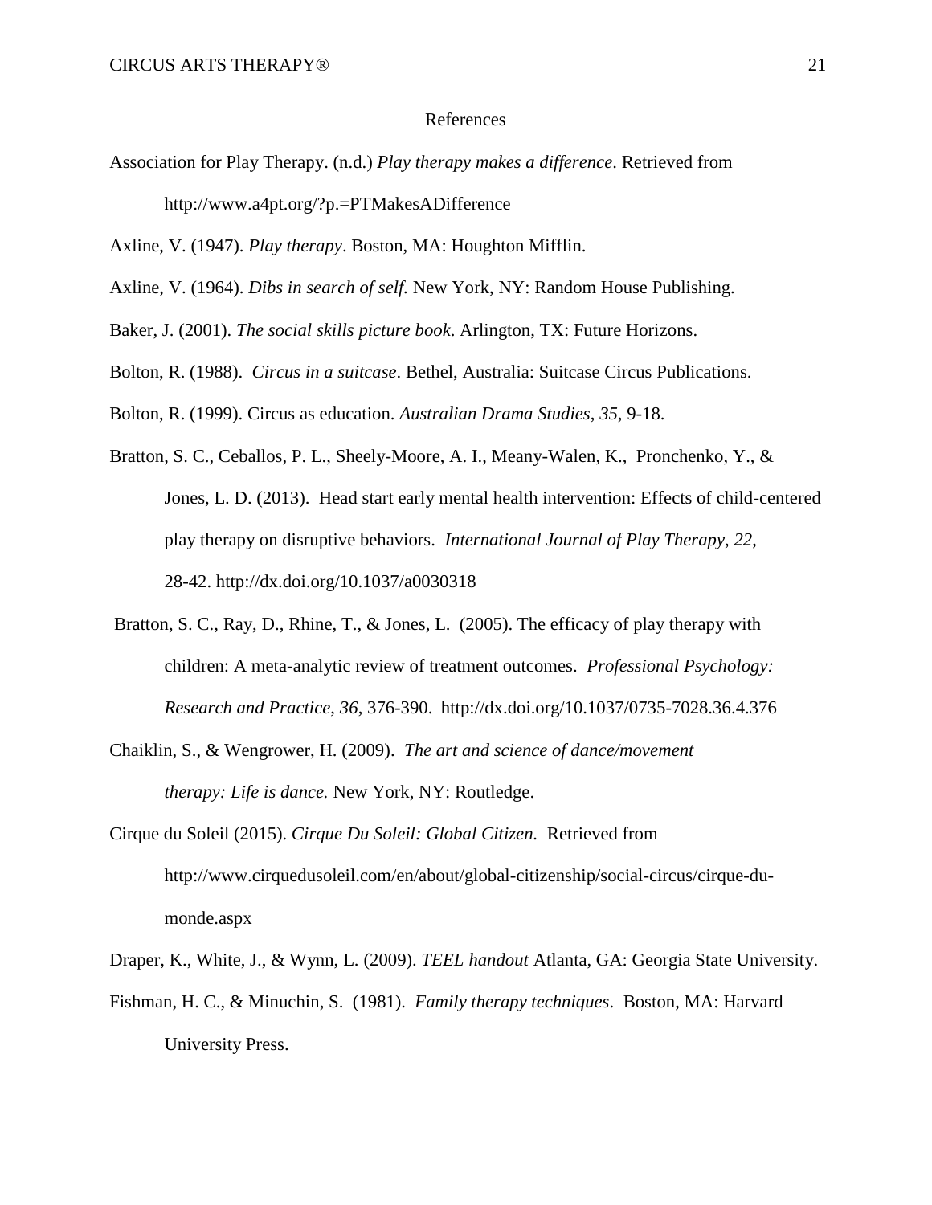# References

Association for Play Therapy. (n.d.) *Play therapy makes a difference*. Retrieved from http://www.a4pt.org/?p.=PTMakesADifference

Axline, V. (1947). *Play therapy*. Boston, MA: Houghton Mifflin.

Axline, V. (1964). *Dibs in search of self.* New York, NY: Random House Publishing.

Baker, J. (2001). *The social skills picture book*. Arlington, TX: Future Horizons.

Bolton, R. (1988). *Circus in a suitcase*. Bethel, Australia: Suitcase Circus Publications.

Bolton, R. (1999). Circus as education. *Australian Drama Studies*, *35*, 9-18.

Bratton, S. C., Ceballos, P. L., Sheely-Moore, A. I., Meany-Walen, K., Pronchenko, Y., & Jones, L. D. (2013). Head start early mental health intervention: Effects of child-centered play therapy on disruptive behaviors. *International Journal of Play Therapy*, *22*, 28-42. http://dx.doi.org/10.1037/a0030318

Bratton, S. C., Ray, D., Rhine, T., & Jones, L. (2005). The efficacy of play therapy with children: A meta-analytic review of treatment outcomes. *Professional Psychology: Research and Practice*, *36*, 376-390. http://dx.doi.org/10.1037/0735-7028.36.4.376

Chaiklin, S., & Wengrower, H. (2009). *The art and science of dance/movement therapy: Life is dance.* New York, NY: Routledge.

Cirque du Soleil (2015). *Cirque Du Soleil: Global Citizen.* Retrieved from http://www.cirquedusoleil.com/en/about/global-citizenship/social-circus/cirque-du-monde.aspx

Draper, K., White, J., & Wynn, L. (2009). *TEEL handout* Atlanta, GA: Georgia State University.

Fishman, H. C., & Minuchin, S. (1981). *Family therapy techniques*. Boston, MA: Harvard University Press.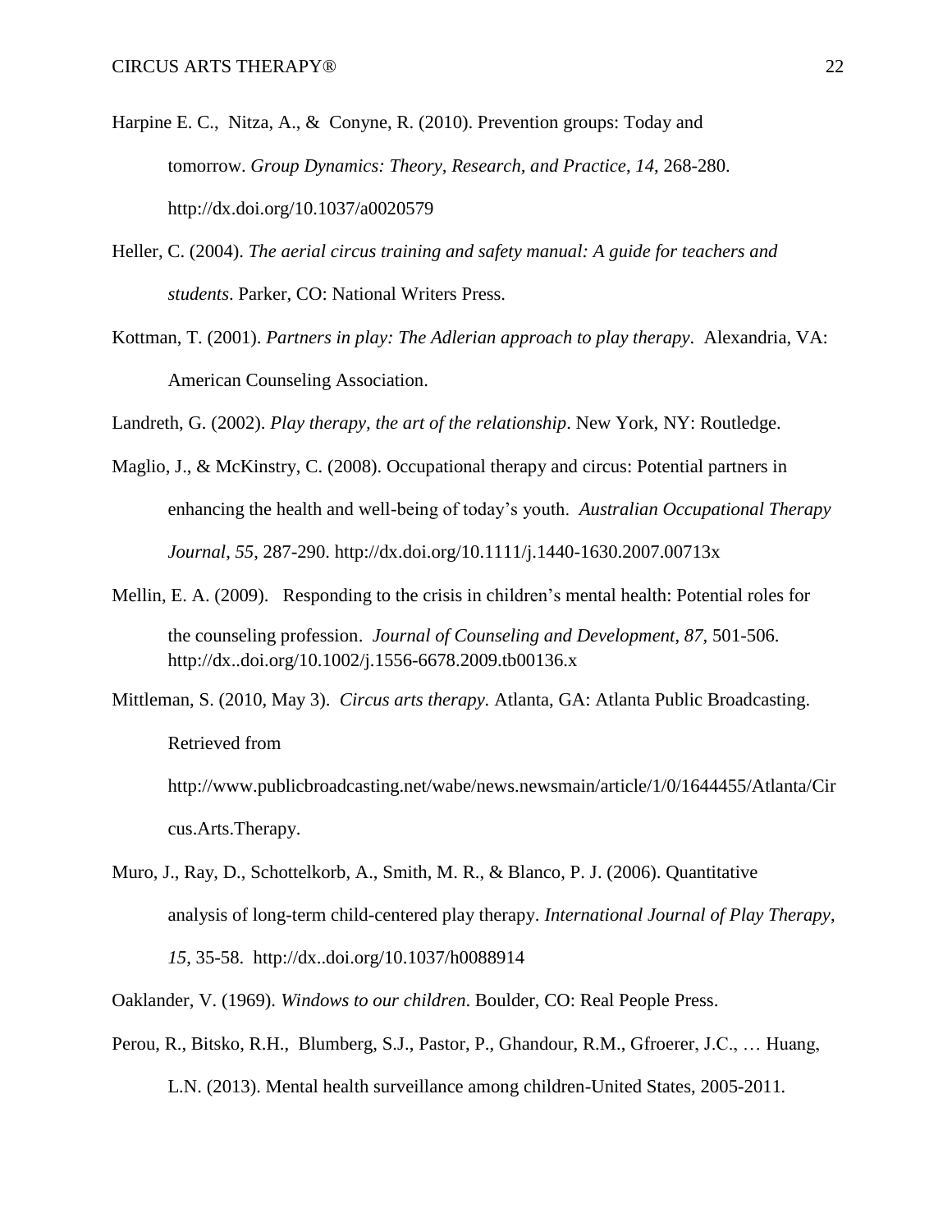Harpine E. C., Nitza, A., & Conyne, R. (2010). Prevention groups: Today and tomorrow. *Group Dynamics: Theory, Research, and Practice*, *14*, 268-280. http://dx.doi.org/10.1037/a0020579

Heller, C. (2004). *The aerial circus training and safety manual: A guide for teachers and students*. Parker, CO: National Writers Press.

Kottman, T. (2001). *Partners in play: The Adlerian approach to play therapy*. Alexandria, VA: American Counseling Association.

Landreth, G. (2002). *Play therapy, the art of the relationship*. New York, NY: Routledge.

Maglio, J., & McKinstry, C. (2008). Occupational therapy and circus: Potential partners in enhancing the health and well-being of today's youth. *Australian Occupational Therapy Journal*, *55*, 287-290. http://dx.doi.org/10.1111/j.1440-1630.2007.00713x

Mellin, E. A. (2009). Responding to the crisis in children's mental health: Potential roles for the counseling profession. *Journal of Counseling and Development*, *87,* 501-506. http://dx..doi.org/10.1002/j.1556-6678.2009.tb00136.x

Mittleman, S. (2010, May 3). *Circus arts therapy*. Atlanta, GA: Atlanta Public Broadcasting. Retrieved from http://www.publicbroadcasting.net/wabe/news.newsmain/article/1/0/1644455/Atlanta/Circus.Arts.Therapy.

Muro, J., Ray, D., Schottelkorb, A., Smith, M. R., & Blanco, P. J. (2006). Quantitative analysis of long-term child-centered play therapy. *International Journal of Play Therapy*, *15*, 35-58. http://dx..doi.org/10.1037/h0088914

Oaklander, V. (1969). *Windows to our children*. Boulder, CO: Real People Press.

Perou, R., Bitsko, R.H., Blumberg, S.J., Pastor, P., Ghandour, R.M., Gfroerer, J.C., … Huang, L.N. (2013). Mental health surveillance among children-United States, 2005-2011.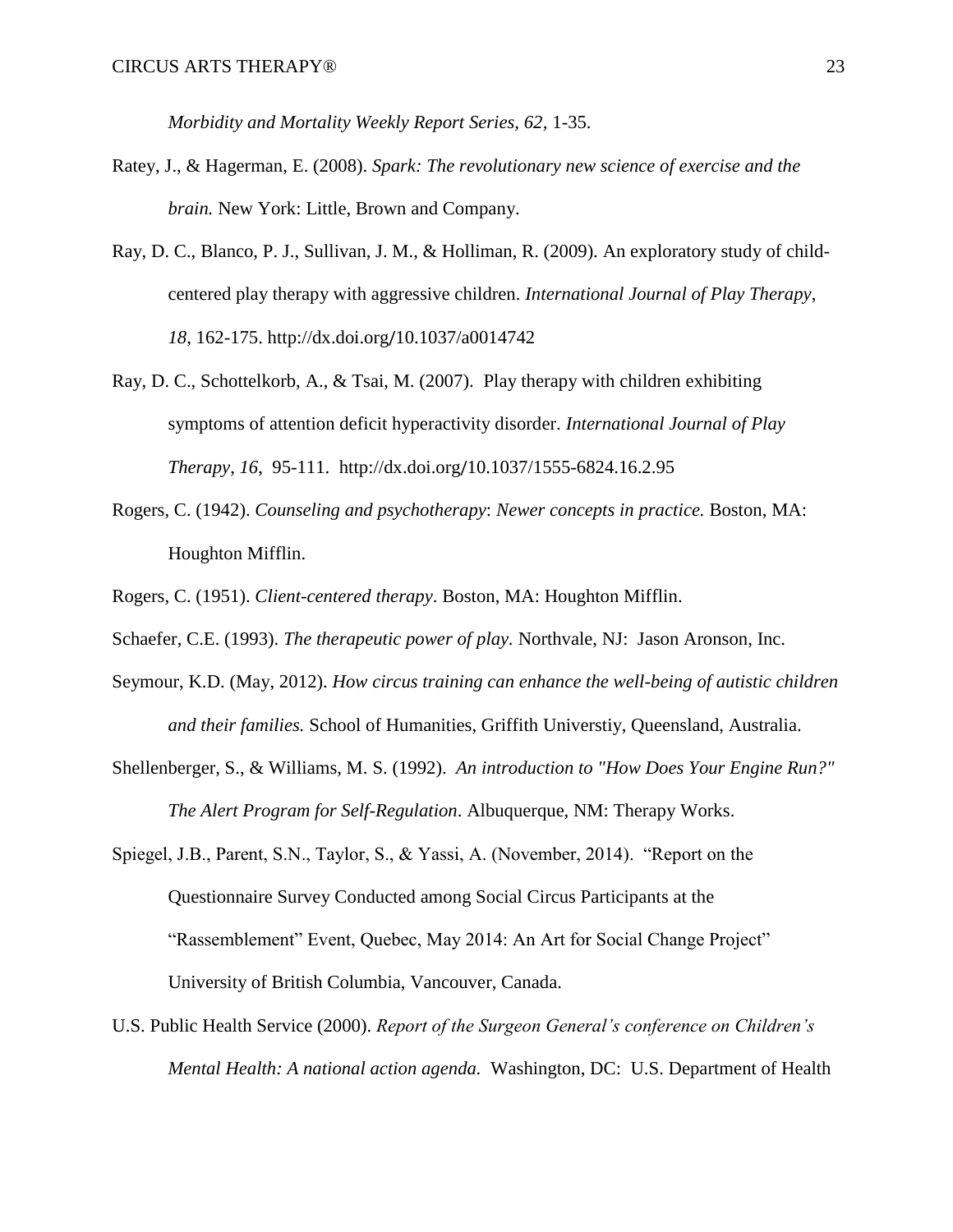*Morbidity and Mortality Weekly Report Series, 62,* 1-35.

Ratey, J., & Hagerman, E. (2008). *Spark: The revolutionary new science of exercise and the brain.* New York: Little, Brown and Company.

Ray, D. C., Blanco, P. J., Sullivan, J. M., & Holliman, R. (2009). An exploratory study of child-centered play therapy with aggressive children. *International Journal of Play Therapy*, *18*, 162-175. http://dx.doi.org/10.1037/a0014742

Ray, D. C., Schottelkorb, A., & Tsai, M. (2007). Play therapy with children exhibiting symptoms of attention deficit hyperactivity disorder. *International Journal of Play Therapy, 16*, 95-111. http://dx.doi.org/10.1037/1555-6824.16.2.95

Rogers, C. (1942). *Counseling and psychotherapy*: *Newer concepts in practice.* Boston, MA: Houghton Mifflin.

Rogers, C. (1951). *Client-centered therapy*. Boston, MA: Houghton Mifflin.

Schaefer, C.E. (1993). *The therapeutic power of play.* Northvale, NJ: Jason Aronson, Inc.

Seymour, K.D. (May, 2012). *How circus training can enhance the well-being of autistic children and their families.* School of Humanities, Griffith Universtiy, Queensland, Australia.

Shellenberger, S., & Williams, M. S. (1992). *An introduction to "How Does Your Engine Run?" The Alert Program for Self-Regulation*. Albuquerque, NM: Therapy Works.

Spiegel, J.B., Parent, S.N., Taylor, S., & Yassi, A. (November, 2014). "Report on the Questionnaire Survey Conducted among Social Circus Participants at the "Rassemblement" Event, Quebec, May 2014: An Art for Social Change Project" University of British Columbia, Vancouver, Canada.

U.S. Public Health Service (2000). *Report of the Surgeon General's conference on Children's Mental Health: A national action agenda.* Washington, DC: U.S. Department of Health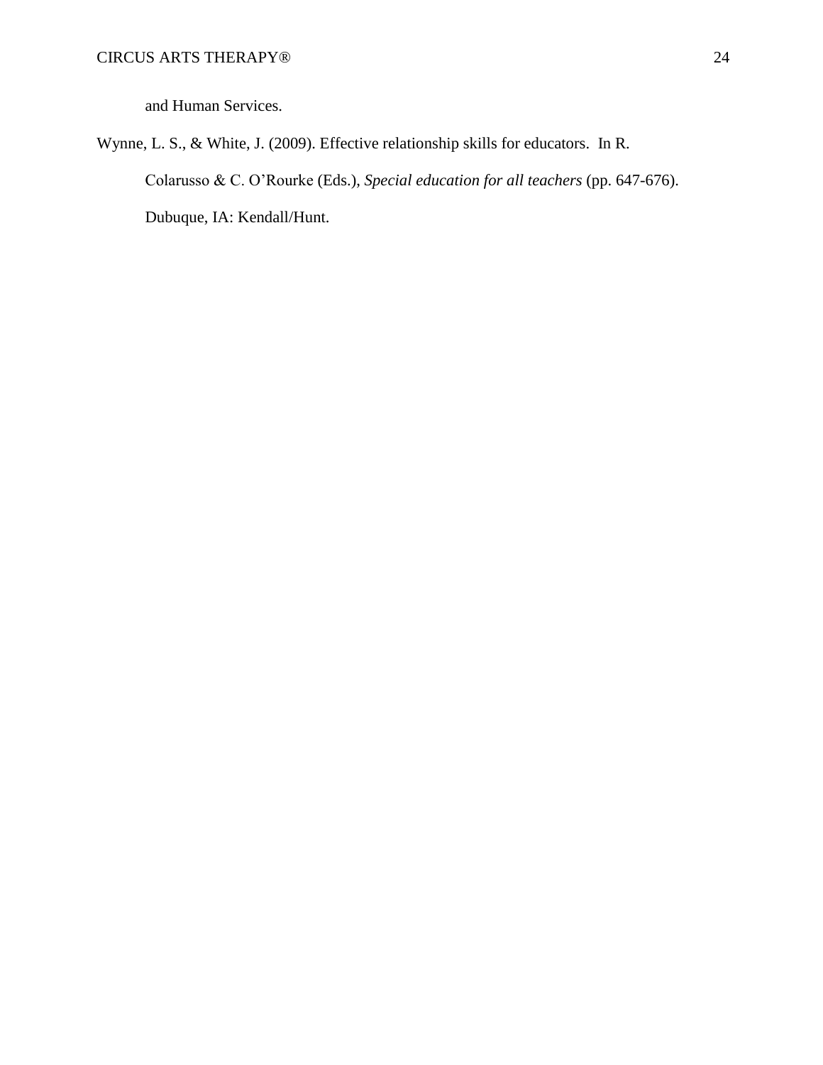and Human Services.

Wynne, L. S., & White, J. (2009). Effective relationship skills for educators. In R. Colarusso & C. O'Rourke (Eds.), *Special education for all teachers* (pp. 647-676). Dubuque, IA: Kendall/Hunt.